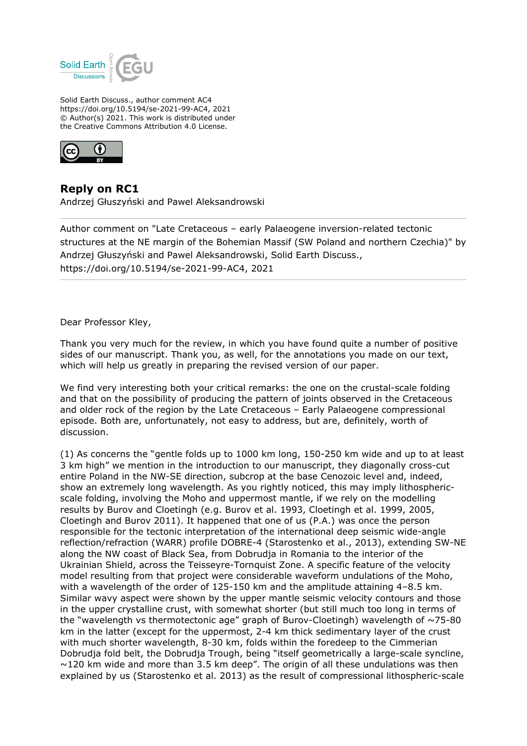Solid Earth Discuss., author comment AC4
https://doi.org/10.5194/se-2021-99-AC4, 2021
© Author(s) 2021. This work is distributed under
the Creative Commons Attribution 4.0 License.

## Reply on RC1

Andrzej Głuszyński and Pawel Aleksandrowski

---

Author comment on "Late Cretaceous – early Palaeogene inversion-related tectonic structures at the NE margin of the Bohemian Massif (SW Poland and northern Czechia)" by Andrzej Głuszyński and Pawel Aleksandrowski, Solid Earth Discuss., https://doi.org/10.5194/se-2021-99-AC4, 2021

---

Dear Professor Kley,

Thank you very much for the review, in which you have found quite a number of positive sides of our manuscript. Thank you, as well, for the annotations you made on our text, which will help us greatly in preparing the revised version of our paper.

We find very interesting both your critical remarks: the one on the crustal-scale folding and that on the possibility of producing the pattern of joints observed in the Cretaceous and older rock of the region by the Late Cretaceous – Early Palaeogene compressional episode. Both are, unfortunately, not easy to address, but are, definitely, worth of discussion.

(1) As concerns the "gentle folds up to 1000 km long, 150-250 km wide and up to at least 3 km high" we mention in the introduction to our manuscript, they diagonally cross-cut entire Poland in the NW-SE direction, subcrop at the base Cenozoic level and, indeed, show an extremely long wavelength. As you rightly noticed, this may imply lithospheric-scale folding, involving the Moho and uppermost mantle, if we rely on the modelling results by Burov and Cloetingh (e.g. Burov et al. 1993, Cloetingh et al. 1999, 2005, Cloetingh and Burov 2011). It happened that one of us (P.A.) was once the person responsible for the tectonic interpretation of the international deep seismic wide-angle reflection/refraction (WARR) profile DOBRE-4 (Starostenko et al., 2013), extending SW-NE along the NW coast of Black Sea, from Dobrudja in Romania to the interior of the Ukrainian Shield, across the Teisseyre-Tornquist Zone. A specific feature of the velocity model resulting from that project were considerable waveform undulations of the Moho, with a wavelength of the order of 125-150 km and the amplitude attaining 4–8.5 km. Similar wavy aspect were shown by the upper mantle seismic velocity contours and those in the upper crystalline crust, with somewhat shorter (but still much too long in terms of the "wavelength vs thermotectonic age" graph of Burov-Cloetingh) wavelength of ~75-80 km in the latter (except for the uppermost, 2-4 km thick sedimentary layer of the crust with much shorter wavelength, 8-30 km, folds within the foredeep to the Cimmerian Dobrudja fold belt, the Dobrudja Trough, being "itself geometrically a large-scale syncline, ~120 km wide and more than 3.5 km deep". The origin of all these undulations was then explained by us (Starostenko et al. 2013) as the result of compressional lithospheric-scale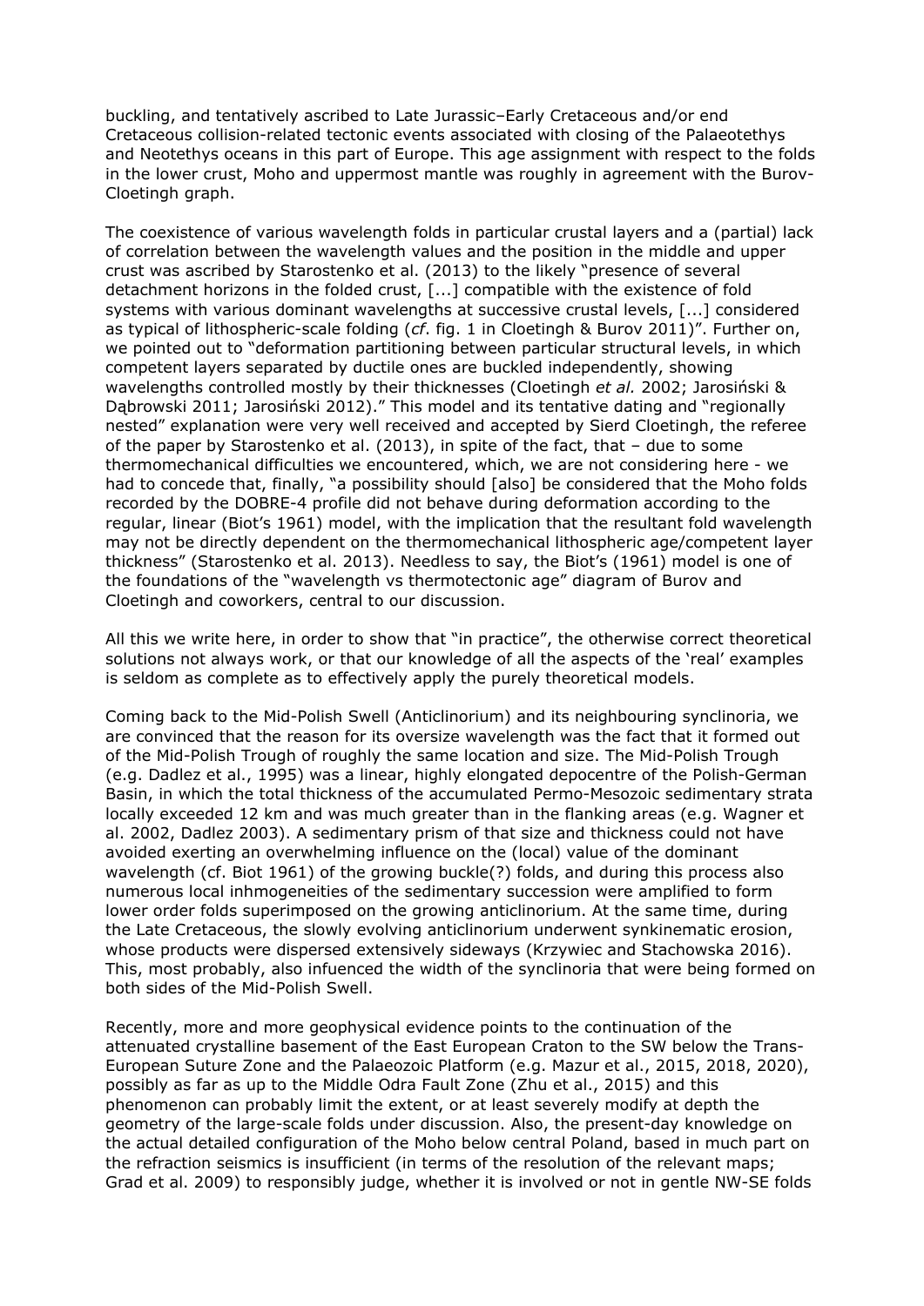buckling, and tentatively ascribed to Late Jurassic–Early Cretaceous and/or end Cretaceous collision-related tectonic events associated with closing of the Palaeotethys and Neotethys oceans in this part of Europe. This age assignment with respect to the folds in the lower crust, Moho and uppermost mantle was roughly in agreement with the Burov-Cloetingh graph.

The coexistence of various wavelength folds in particular crustal layers and a (partial) lack of correlation between the wavelength values and the position in the middle and upper crust was ascribed by Starostenko et al. (2013) to the likely "presence of several detachment horizons in the folded crust, [...] compatible with the existence of fold systems with various dominant wavelengths at successive crustal levels, [...] considered as typical of lithospheric-scale folding (*cf*. fig. 1 in Cloetingh & Burov 2011)". Further on, we pointed out to "deformation partitioning between particular structural levels, in which competent layers separated by ductile ones are buckled independently, showing wavelengths controlled mostly by their thicknesses (Cloetingh *et al.* 2002; Jarosiński & Dąbrowski 2011; Jarosiński 2012)." This model and its tentative dating and "regionally nested" explanation were very well received and accepted by Sierd Cloetingh, the referee of the paper by Starostenko et al. (2013), in spite of the fact, that – due to some thermomechanical difficulties we encountered, which, we are not considering here - we had to concede that, finally, "a possibility should [also] be considered that the Moho folds recorded by the DOBRE-4 profile did not behave during deformation according to the regular, linear (Biot's 1961) model, with the implication that the resultant fold wavelength may not be directly dependent on the thermomechanical lithospheric age/competent layer thickness" (Starostenko et al. 2013). Needless to say, the Biot's (1961) model is one of the foundations of the "wavelength vs thermotectonic age" diagram of Burov and Cloetingh and coworkers, central to our discussion.

All this we write here, in order to show that "in practice", the otherwise correct theoretical solutions not always work, or that our knowledge of all the aspects of the 'real' examples is seldom as complete as to effectively apply the purely theoretical models.

Coming back to the Mid-Polish Swell (Anticlinorium) and its neighbouring synclinoria, we are convinced that the reason for its oversize wavelength was the fact that it formed out of the Mid-Polish Trough of roughly the same location and size. The Mid-Polish Trough (e.g. Dadlez et al., 1995) was a linear, highly elongated depocentre of the Polish-German Basin, in which the total thickness of the accumulated Permo-Mesozoic sedimentary strata locally exceeded 12 km and was much greater than in the flanking areas (e.g. Wagner et al. 2002, Dadlez 2003). A sedimentary prism of that size and thickness could not have avoided exerting an overwhelming influence on the (local) value of the dominant wavelength (cf. Biot 1961) of the growing buckle(?) folds, and during this process also numerous local inhmogeneities of the sedimentary succession were amplified to form lower order folds superimposed on the growing anticlinorium. At the same time, during the Late Cretaceous, the slowly evolving anticlinorium underwent synkinematic erosion, whose products were dispersed extensively sideways (Krzywiec and Stachowska 2016). This, most probably, also infuenced the width of the synclinoria that were being formed on both sides of the Mid-Polish Swell.

Recently, more and more geophysical evidence points to the continuation of the attenuated crystalline basement of the East European Craton to the SW below the Trans-European Suture Zone and the Palaeozoic Platform (e.g. Mazur et al., 2015, 2018, 2020), possibly as far as up to the Middle Odra Fault Zone (Zhu et al., 2015) and this phenomenon can probably limit the extent, or at least severely modify at depth the geometry of the large-scale folds under discussion. Also, the present-day knowledge on the actual detailed configuration of the Moho below central Poland, based in much part on the refraction seismics is insufficient (in terms of the resolution of the relevant maps; Grad et al. 2009) to responsibly judge, whether it is involved or not in gentle NW-SE folds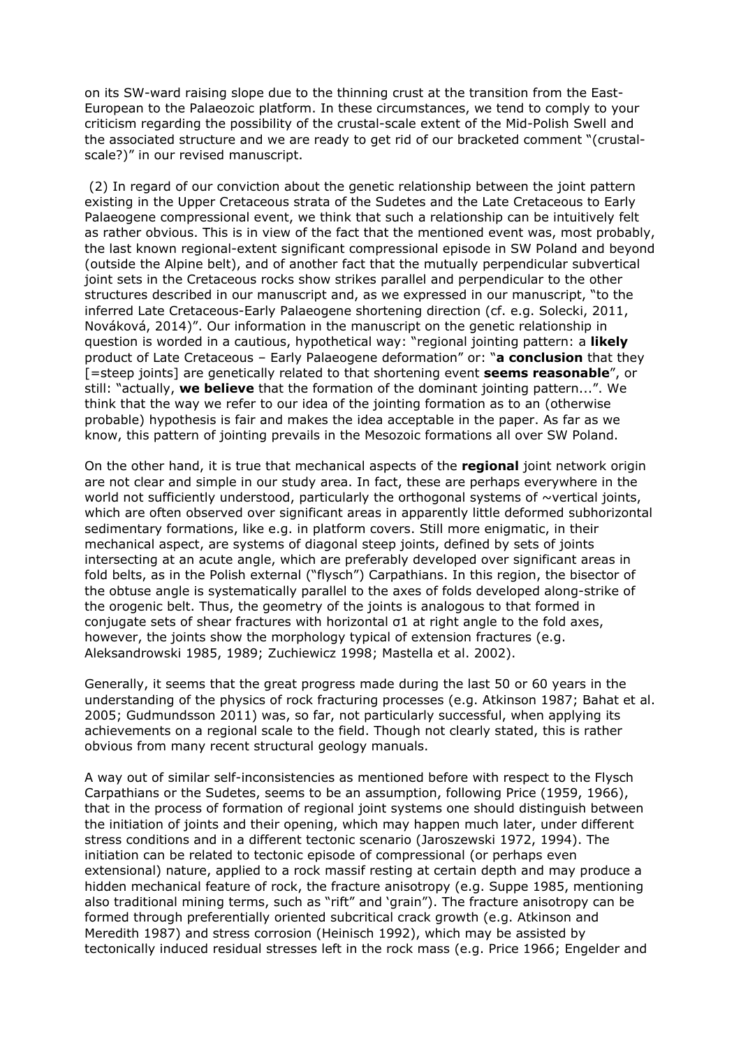on its SW-ward raising slope due to the thinning crust at the transition from the East-European to the Palaeozoic platform. In these circumstances, we tend to comply to your criticism regarding the possibility of the crustal-scale extent of the Mid-Polish Swell and the associated structure and we are ready to get rid of our bracketed comment "(crustal-scale?)" in our revised manuscript.

(2) In regard of our conviction about the genetic relationship between the joint pattern existing in the Upper Cretaceous strata of the Sudetes and the Late Cretaceous to Early Palaeogene compressional event, we think that such a relationship can be intuitively felt as rather obvious. This is in view of the fact that the mentioned event was, most probably, the last known regional-extent significant compressional episode in SW Poland and beyond (outside the Alpine belt), and of another fact that the mutually perpendicular subvertical joint sets in the Cretaceous rocks show strikes parallel and perpendicular to the other structures described in our manuscript and, as we expressed in our manuscript, "to the inferred Late Cretaceous-Early Palaeogene shortening direction (cf. e.g. Solecki, 2011, Nováková, 2014)". Our information in the manuscript on the genetic relationship in question is worded in a cautious, hypothetical way: "regional jointing pattern: a **likely** product of Late Cretaceous – Early Palaeogene deformation" or: "**a conclusion** that they [=steep joints] are genetically related to that shortening event **seems reasonable**", or still: "actually, **we believe** that the formation of the dominant jointing pattern...". We think that the way we refer to our idea of the jointing formation as to an (otherwise probable) hypothesis is fair and makes the idea acceptable in the paper. As far as we know, this pattern of jointing prevails in the Mesozoic formations all over SW Poland.

On the other hand, it is true that mechanical aspects of the **regional** joint network origin are not clear and simple in our study area. In fact, these are perhaps everywhere in the world not sufficiently understood, particularly the orthogonal systems of ~vertical joints, which are often observed over significant areas in apparently little deformed subhorizontal sedimentary formations, like e.g. in platform covers. Still more enigmatic, in their mechanical aspect, are systems of diagonal steep joints, defined by sets of joints intersecting at an acute angle, which are preferably developed over significant areas in fold belts, as in the Polish external ("flysch") Carpathians. In this region, the bisector of the obtuse angle is systematically parallel to the axes of folds developed along-strike of the orogenic belt. Thus, the geometry of the joints is analogous to that formed in conjugate sets of shear fractures with horizontal $\sigma_1$ at right angle to the fold axes, however, the joints show the morphology typical of extension fractures (e.g. Aleksandrowski 1985, 1989; Zuchiewicz 1998; Mastella et al. 2002).

Generally, it seems that the great progress made during the last 50 or 60 years in the understanding of the physics of rock fracturing processes (e.g. Atkinson 1987; Bahat et al. 2005; Gudmundsson 2011) was, so far, not particularly successful, when applying its achievements on a regional scale to the field. Though not clearly stated, this is rather obvious from many recent structural geology manuals.

A way out of similar self-inconsistencies as mentioned before with respect to the Flysch Carpathians or the Sudetes, seems to be an assumption, following Price (1959, 1966), that in the process of formation of regional joint systems one should distinguish between the initiation of joints and their opening, which may happen much later, under different stress conditions and in a different tectonic scenario (Jaroszewski 1972, 1994). The initiation can be related to tectonic episode of compressional (or perhaps even extensional) nature, applied to a rock massif resting at certain depth and may produce a hidden mechanical feature of rock, the fracture anisotropy (e.g. Suppe 1985, mentioning also traditional mining terms, such as "rift" and 'grain"). The fracture anisotropy can be formed through preferentially oriented subcritical crack growth (e.g. Atkinson and Meredith 1987) and stress corrosion (Heinisch 1992), which may be assisted by tectonically induced residual stresses left in the rock mass (e.g. Price 1966; Engelder and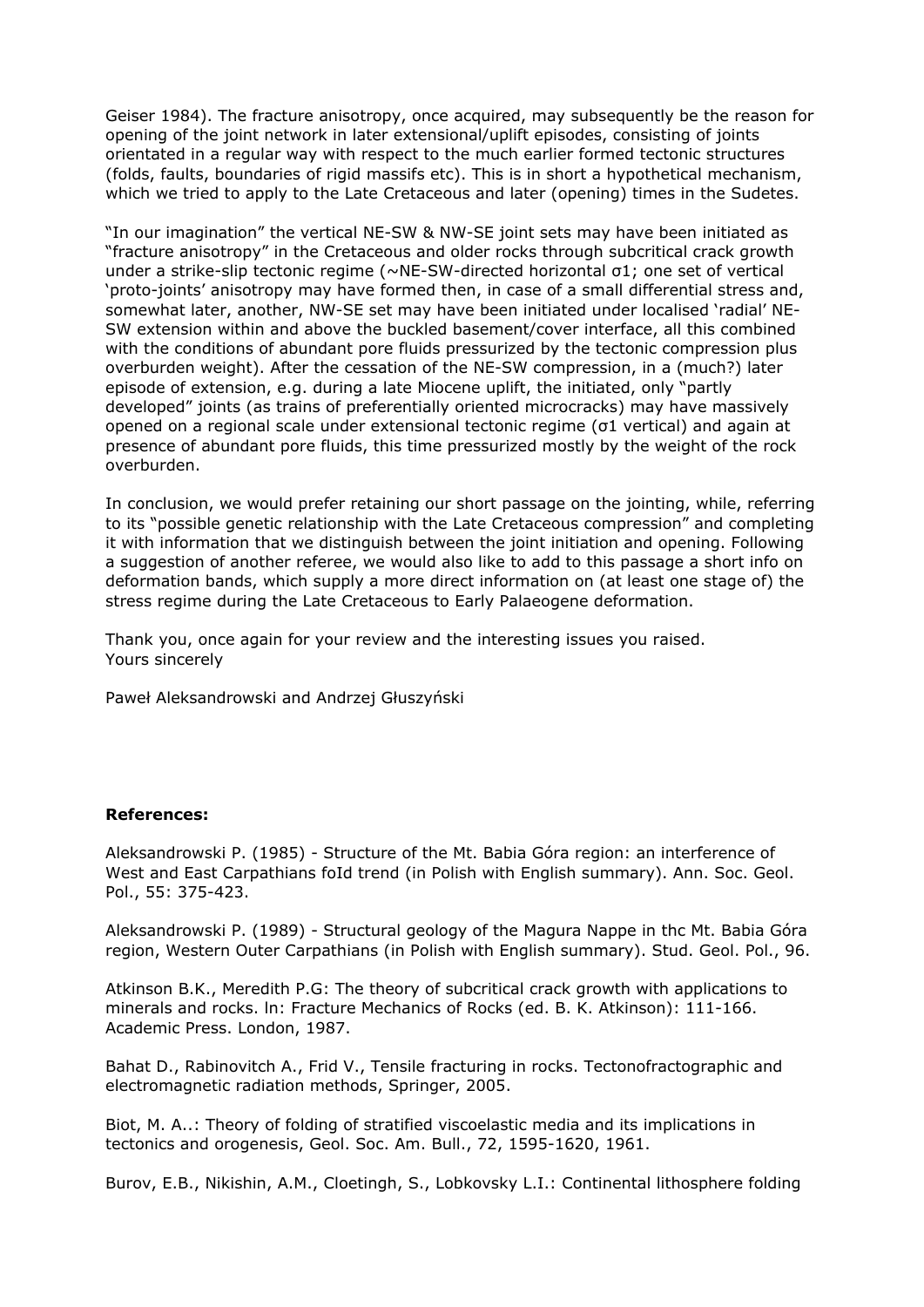Geiser 1984). The fracture anisotropy, once acquired, may subsequently be the reason for opening of the joint network in later extensional/uplift episodes, consisting of joints orientated in a regular way with respect to the much earlier formed tectonic structures (folds, faults, boundaries of rigid massifs etc). This is in short a hypothetical mechanism, which we tried to apply to the Late Cretaceous and later (opening) times in the Sudetes.

"In our imagination" the vertical NE-SW & NW-SE joint sets may have been initiated as "fracture anisotropy" in the Cretaceous and older rocks through subcritical crack growth under a strike-slip tectonic regime (~NE-SW-directed horizontal σ1; one set of vertical 'proto-joints' anisotropy may have formed then, in case of a small differential stress and, somewhat later, another, NW-SE set may have been initiated under localised 'radial' NE-SW extension within and above the buckled basement/cover interface, all this combined with the conditions of abundant pore fluids pressurized by the tectonic compression plus overburden weight). After the cessation of the NE-SW compression, in a (much?) later episode of extension, e.g. during a late Miocene uplift, the initiated, only "partly developed" joints (as trains of preferentially oriented microcracks) may have massively opened on a regional scale under extensional tectonic regime (σ1 vertical) and again at presence of abundant pore fluids, this time pressurized mostly by the weight of the rock overburden.

In conclusion, we would prefer retaining our short passage on the jointing, while, referring to its "possible genetic relationship with the Late Cretaceous compression" and completing it with information that we distinguish between the joint initiation and opening. Following a suggestion of another referee, we would also like to add to this passage a short info on deformation bands, which supply a more direct information on (at least one stage of) the stress regime during the Late Cretaceous to Early Palaeogene deformation.

Thank you, once again for your review and the interesting issues you raised.
Yours sincerely

Paweł Aleksandrowski and Andrzej Głuszyński

**References:**

Aleksandrowski P. (1985) - Structure of the Mt. Babia Góra region: an interference of West and East Carpathians foId trend (in Polish with English summary). Ann. Soc. Geol. Pol., 55: 375-423.

Aleksandrowski P. (1989) - Structural geology of the Magura Nappe in thc Mt. Babia Góra region, Western Outer Carpathians (in Polish with English summary). Stud. Geol. Pol., 96.

Atkinson B.K., Meredith P.G: The theory of subcritical crack growth with applications to minerals and rocks. ln: Fracture Mechanics of Rocks (ed. B. K. Atkinson): 111-166. Academic Press. London, 1987.

Bahat D., Rabinovitch A., Frid V., Tensile fracturing in rocks. Tectonofractographic and electromagnetic radiation methods, Springer, 2005.

Biot, M. A..: Theory of folding of stratified viscoelastic media and its implications in tectonics and orogenesis, Geol. Soc. Am. Bull., 72, 1595-1620, 1961.

Burov, E.B., Nikishin, A.M., Cloetingh, S., Lobkovsky L.I.: Continental lithosphere folding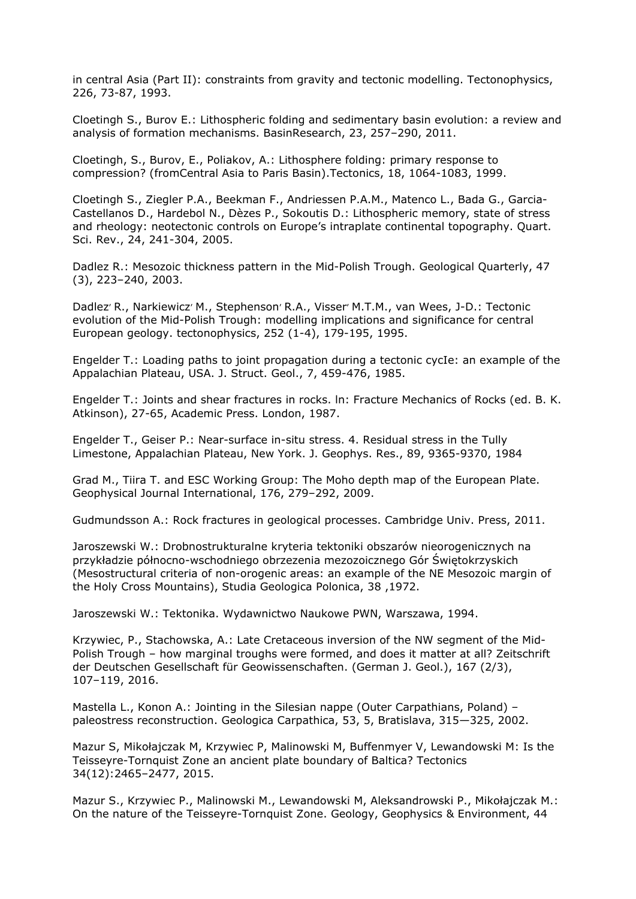in central Asia (Part II): constraints from gravity and tectonic modelling. Tectonophysics, 226, 73-87, 1993.

Cloetingh S., Burov E.: Lithospheric folding and sedimentary basin evolution: a review and analysis of formation mechanisms. BasinResearch, 23, 257–290, 2011.

Cloetingh, S., Burov, E., Poliakov, A.: Lithosphere folding: primary response to compression? (fromCentral Asia to Paris Basin).Tectonics, 18, 1064-1083, 1999.

Cloetingh S., Ziegler P.A., Beekman F., Andriessen P.A.M., Matenco L., Bada G., Garcia-Castellanos D., Hardebol N., Dèzes P., Sokoutis D.: Lithospheric memory, state of stress and rheology: neotectonic controls on Europe's intraplate continental topography. Quart. Sci. Rev., 24, 241-304, 2005.

Dadlez R.: Mesozoic thickness pattern in the Mid-Polish Trough. Geological Quarterly, 47 (3), 223–240, 2003.

Dadlezʹ R., Narkiewiczʹ M., Stephensonʹ R.A., Visserʹ M.T.M., van Wees, J-D.: Tectonic evolution of the Mid-Polish Trough: modelling implications and significance for central European geology. tectonophysics, 252 (1-4), 179-195, 1995.

Engelder T.: Loading paths to joint propagation during a tectonic cycIe: an example of the Appalachian Plateau, USA. J. Struct. Geol., 7, 459-476, 1985.

Engelder T.: Joints and shear fractures in rocks. ln: Fracture Mechanics of Rocks (ed. B. K. Atkinson), 27-65, Academic Press. London, 1987.

Engelder T., Geiser P.: Near-surface in-situ stress. 4. Residual stress in the Tully Limestone, Appalachian Plateau, New York. J. Geophys. Res., 89, 9365-9370, 1984

Grad M., Tiira T. and ESC Working Group: The Moho depth map of the European Plate. Geophysical Journal International, 176, 279–292, 2009.

Gudmundsson A.: Rock fractures in geological processes. Cambridge Univ. Press, 2011.

Jaroszewski W.: Drobnostrukturalne kryteria tektoniki obszarów nieorogenicznych na przykładzie północno-wschodniego obrzezenia mezozoicznego Gór Świętokrzyskich (Mesostructural criteria of non-orogenic areas: an example of the NE Mesozoic margin of the Holy Cross Mountains), Studia Geologica Polonica, 38 ,1972.

Jaroszewski W.: Tektonika. Wydawnictwo Naukowe PWN, Warszawa, 1994.

Krzywiec, P., Stachowska, A.: Late Cretaceous inversion of the NW segment of the Mid-Polish Trough – how marginal troughs were formed, and does it matter at all? Zeitschrift der Deutschen Gesellschaft für Geowissenschaften. (German J. Geol.), 167 (2/3), 107–119, 2016.

Mastella L., Konon A.: Jointing in the Silesian nappe (Outer Carpathians, Poland) – paleostress reconstruction. Geologica Carpathica, 53, 5, Bratislava, 315—325, 2002.

Mazur S, Mikołajczak M, Krzywiec P, Malinowski M, Buffenmyer V, Lewandowski M: Is the Teisseyre-Tornquist Zone an ancient plate boundary of Baltica? Tectonics 34(12):2465–2477, 2015.

Mazur S., Krzywiec P., Malinowski M., Lewandowski M, Aleksandrowski P., Mikołajczak M.: On the nature of the Teisseyre-Tornquist Zone. Geology, Geophysics & Environment, 44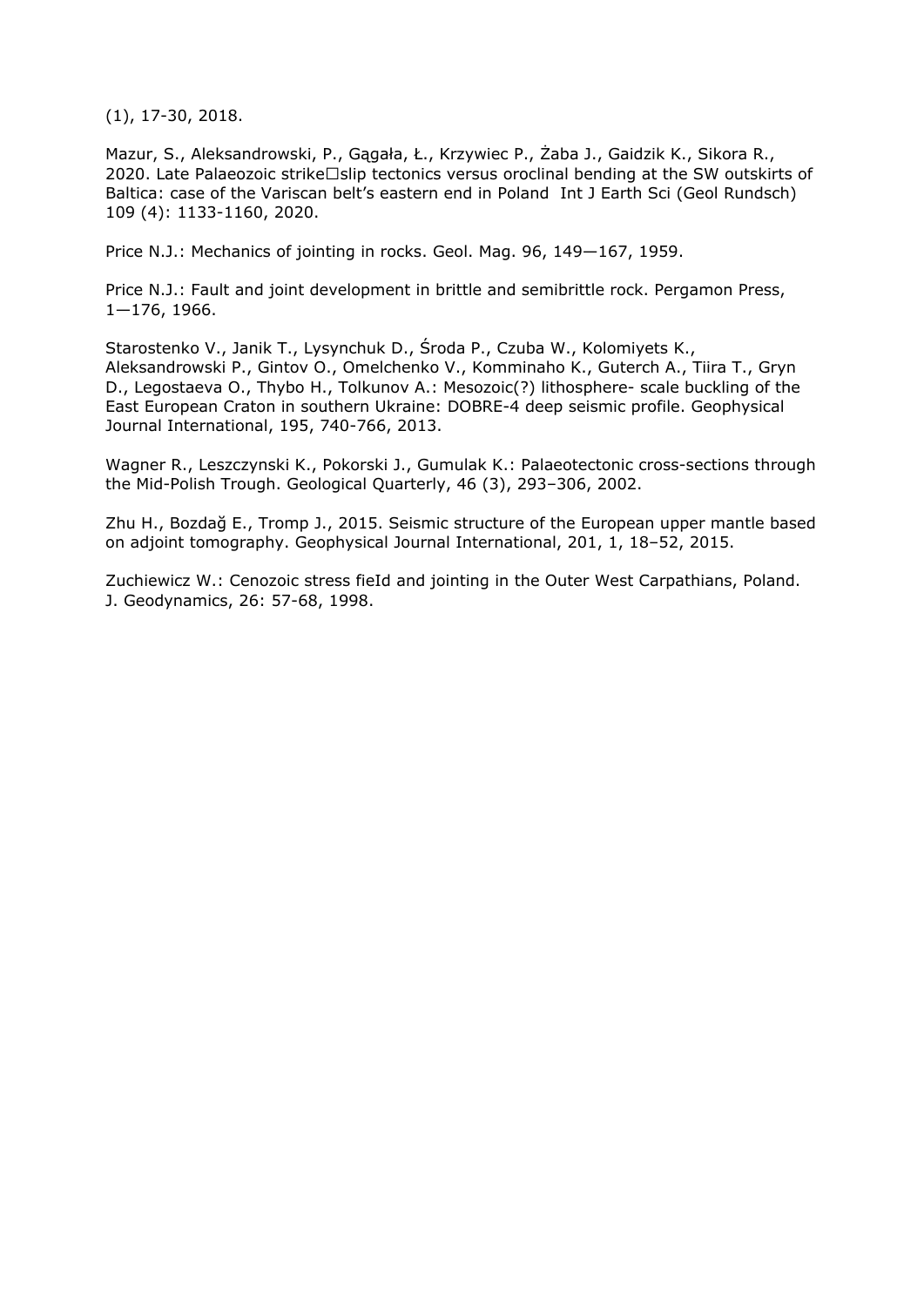(1), 17-30, 2018.

Mazur, S., Aleksandrowski, P., Gągała, Ł., Krzywiec P., Żaba J., Gaidzik K., Sikora R., 2020. Late Palaeozoic strike□slip tectonics versus oroclinal bending at the SW outskirts of Baltica: case of the Variscan belt's eastern end in Poland Int J Earth Sci (Geol Rundsch) 109 (4): 1133-1160, 2020.

Price N.J.: Mechanics of jointing in rocks. Geol. Mag. 96, 149—167, 1959.

Price N.J.: Fault and joint development in brittle and semibrittle rock. Pergamon Press, 1—176, 1966.

Starostenko V., Janik T., Lysynchuk D., Środa P., Czuba W., Kolomiyets K., Aleksandrowski P., Gintov O., Omelchenko V., Komminaho K., Guterch A., Tiira T., Gryn D., Legostaeva O., Thybo H., Tolkunov A.: Mesozoic(?) lithosphere- scale buckling of the East European Craton in southern Ukraine: DOBRE-4 deep seismic profile. Geophysical Journal International, 195, 740-766, 2013.

Wagner R., Leszczynski K., Pokorski J., Gumulak K.: Palaeotectonic cross-sections through the Mid-Polish Trough. Geological Quarterly, 46 (3), 293–306, 2002.

Zhu H., Bozdağ E., Tromp J., 2015. Seismic structure of the European upper mantle based on adjoint tomography. Geophysical Journal International, 201, 1, 18–52, 2015.

Zuchiewicz W.: Cenozoic stress fieId and jointing in the Outer West Carpathians, Poland. J. Geodynamics, 26: 57-68, 1998.